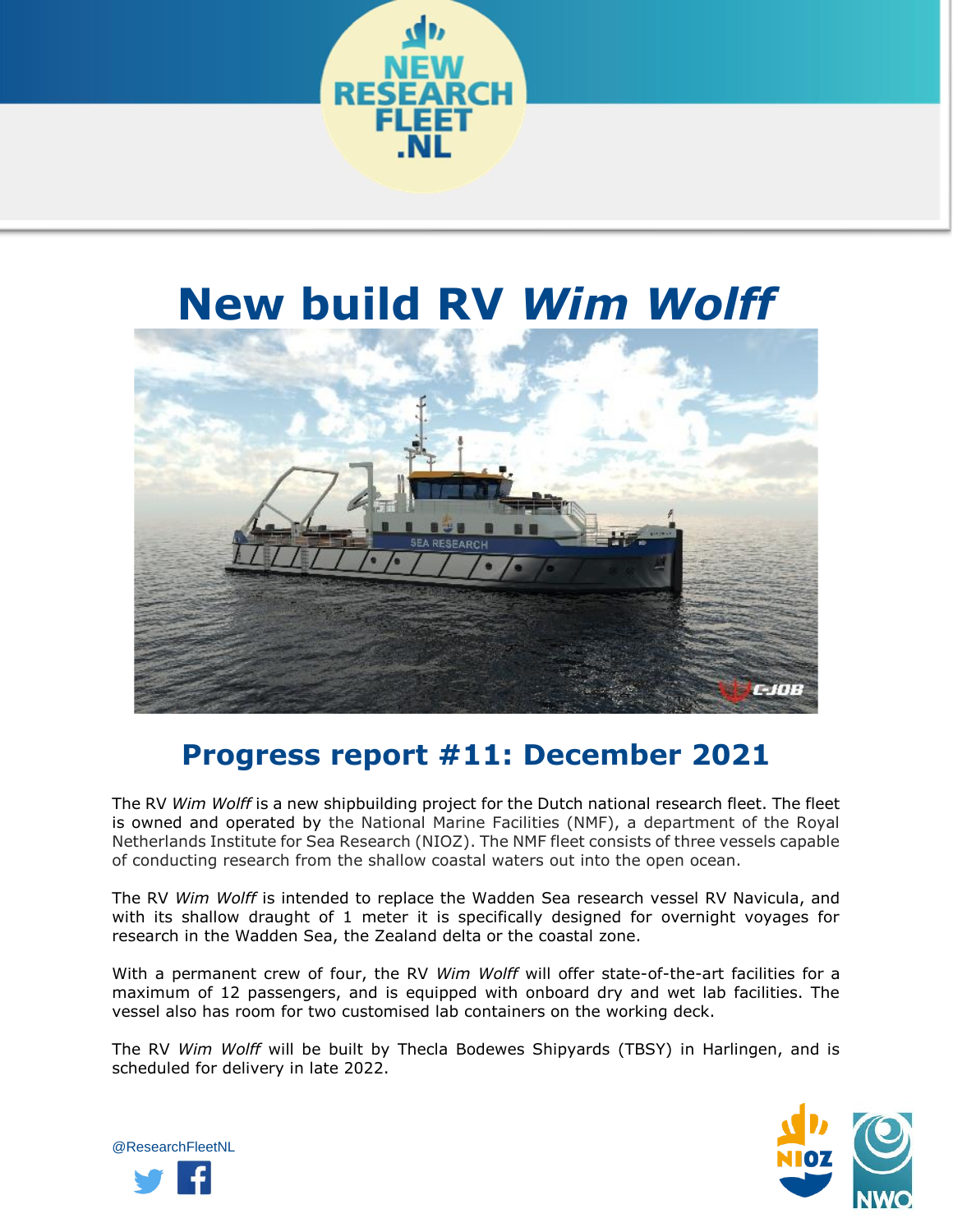# New build RV *Wim Wolff*

## Progress report #11: December 2021

The RV *Wim Wolff* is a new shipbuilding project for the Dutch national research fleet. The fleet is owned and operated by the National Marine Facilities (NMF), a department of the Royal Netherlands Institute for Sea Research (NIOZ). The NMF fleet consists of three vessels capable of conducting research from the shallow coastal waters out into the open ocean.

The RV *Wim Wolff* is intended to replace the Wadden Sea research vessel RV Navicula, and with its shallow draught of 1 meter it is specifically designed for overnight voyages for research in the Wadden Sea, the Zealand delta or the coastal zone.

With a permanent crew of four, the RV *Wim Wolff* will offer state-of-the-art facilities for a maximum of 12 passengers, and is equipped with onboard dry and wet lab facilities. The vessel also has room for two customised lab containers on the working deck.

The RV *Wim Wolff* will be built by Thecla Bodewes Shipyards (TBSY) in Harlingen, and is scheduled for delivery in late 2022.

@ResearchFleetNL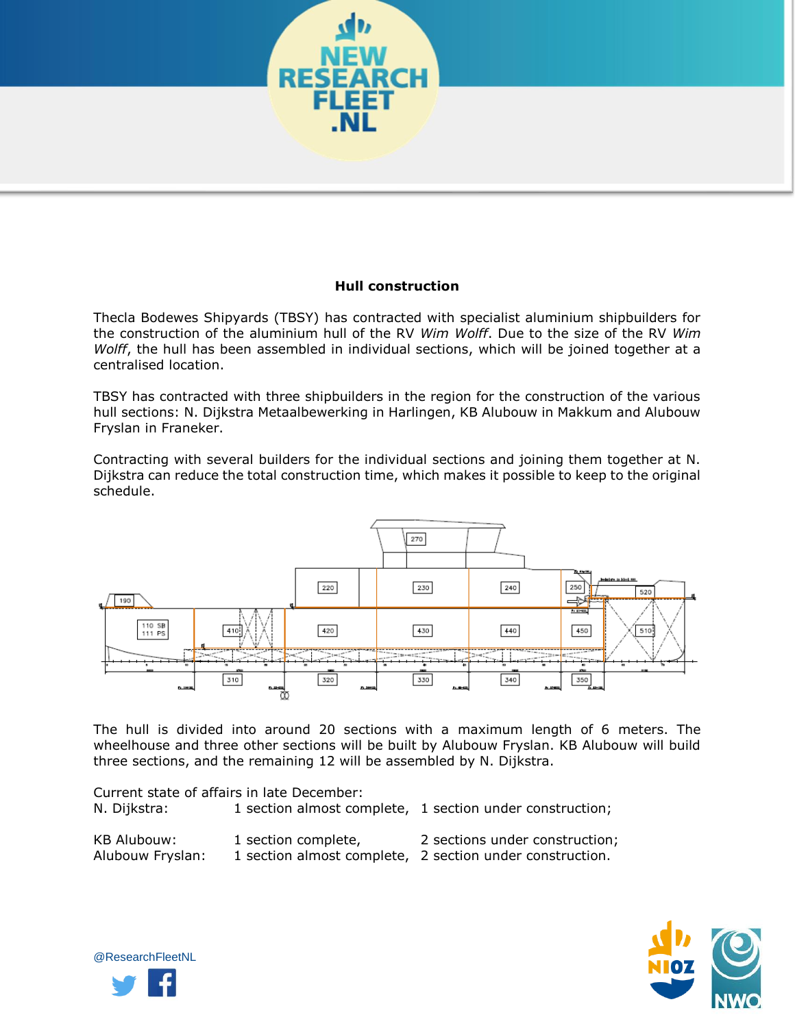## Hull construction

Thecla Bodewes Shipyards (TBSY) has contracted with specialist aluminium shipbuilders for the construction of the aluminium hull of the RV *Wim Wolff*. Due to the size of the RV *Wim Wolff*, the hull has been assembled in individual sections, which will be joined together at a centralised location.

TBSY has contracted with three shipbuilders in the region for the construction of the various hull sections: N. Dijkstra Metaalbewerking in Harlingen, KB Alubouw in Makkum and Alubouw Fryslan in Franeker.

Contracting with several builders for the individual sections and joining them together at N. Dijkstra can reduce the total construction time, which makes it possible to keep to the original schedule.

The hull is divided into around 20 sections with a maximum length of 6 meters. The wheelhouse and three other sections will be built by Alubouw Fryslan. KB Alubouw will build three sections, and the remaining 12 will be assembled by N. Dijkstra.

Current state of affairs in late December:

| | | |
|---|---|---|
| N. Dijkstra: | 1 section almost complete, | 1 section under construction; |
| KB Alubouw: | 1 section complete, | 2 sections under construction; |
| Alubouw Fryslan: | 1 section almost complete, | 2 section under construction. |

@ResearchFleetNL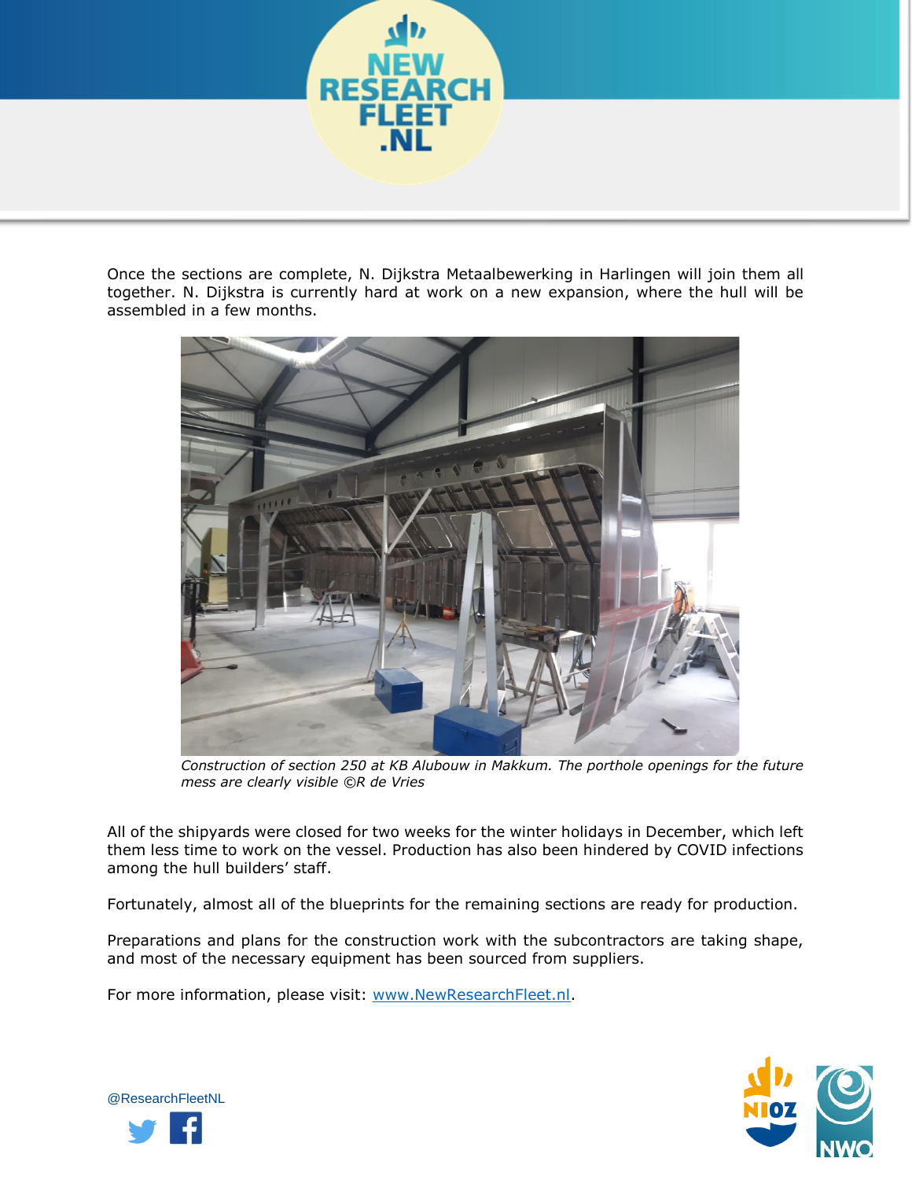Once the sections are complete, N. Dijkstra Metaalbewerking in Harlingen will join them all together. N. Dijkstra is currently hard at work on a new expansion, where the hull will be assembled in a few months.

*Construction of section 250 at KB Alubouw in Makkum. The porthole openings for the future mess are clearly visible ©R de Vries*

All of the shipyards were closed for two weeks for the winter holidays in December, which left them less time to work on the vessel. Production has also been hindered by COVID infections among the hull builders' staff.

Fortunately, almost all of the blueprints for the remaining sections are ready for production.

Preparations and plans for the construction work with the subcontractors are taking shape, and most of the necessary equipment has been sourced from suppliers.

For more information, please visit: [www.NewResearchFleet.nl](http://www.NewResearchFleet.nl).

@ResearchFleetNL